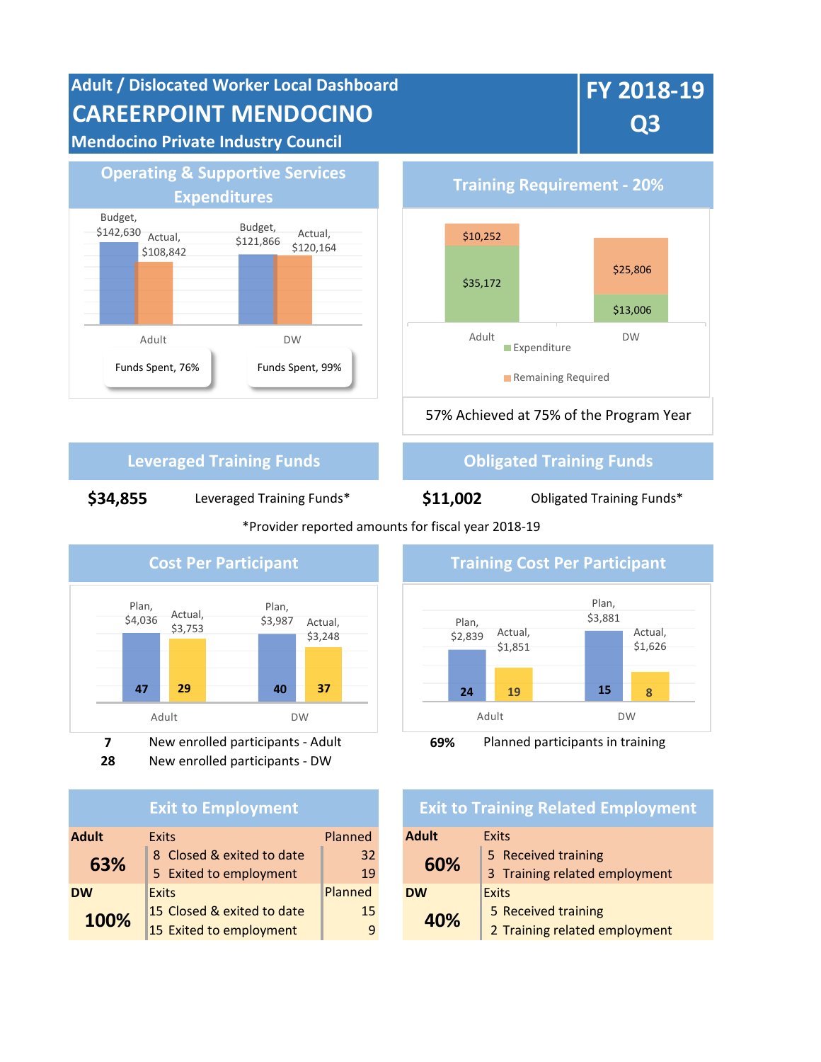# Adult / Dislocated Worker Local Dashboard

# CAREERPOINT MENDOCINO

## Mendocino Private Industry Council

**FY 2018-19 Q3**

## Operating & Supportive Services Expenditures

| | Budget | Actual |
|---|---|---|
| Adult | $142,630 | $108,842 |
| DW | $121,866 | $120,164 |

Adult: Funds Spent, 76%

DW: Funds Spent, 99%

## Training Requirement - 20%

| | Expenditure | Remaining Required |
|---|---|---|
| Adult | $35,172 | $10,252 |
| DW | $13,006 | $25,806 |

57% Achieved at 75% of the Program Year

## Leveraged Training Funds

**$34,855** Leveraged Training Funds*

## Obligated Training Funds

**$11,002** Obligated Training Funds*

*Provider reported amounts for fiscal year 2018-19

## Cost Per Participant

| | Plan | Actual |
|---|---|---|
| Adult | $4,036 (47) | $3,753 (29) |
| DW | $3,987 (40) | $3,248 (37) |

**7** New enrolled participants - Adult

**28** New enrolled participants - DW

## Training Cost Per Participant

| | Plan | Actual |
|---|---|---|
| Adult | $2,839 (24) | $1,851 (19) |
| DW | $3,881 (15) | $1,626 (8) |

**69%** Planned participants in training

## Exit to Employment

| | | Exits | Planned |
|---|---|---|---|
| **Adult** | **63%** | 8 Closed & exited to date | 32 |
| | | 5 Exited to employment | 19 |
| **DW** | **100%** | 15 Closed & exited to date | 15 |
| | | 15 Exited to employment | 9 |

## Exit to Training Related Employment

| | | Exits |
|---|---|---|
| **Adult** | **60%** | 5 Received training |
| | | 3 Training related employment |
| **DW** | **40%** | 5 Received training |
| | | 2 Training related employment |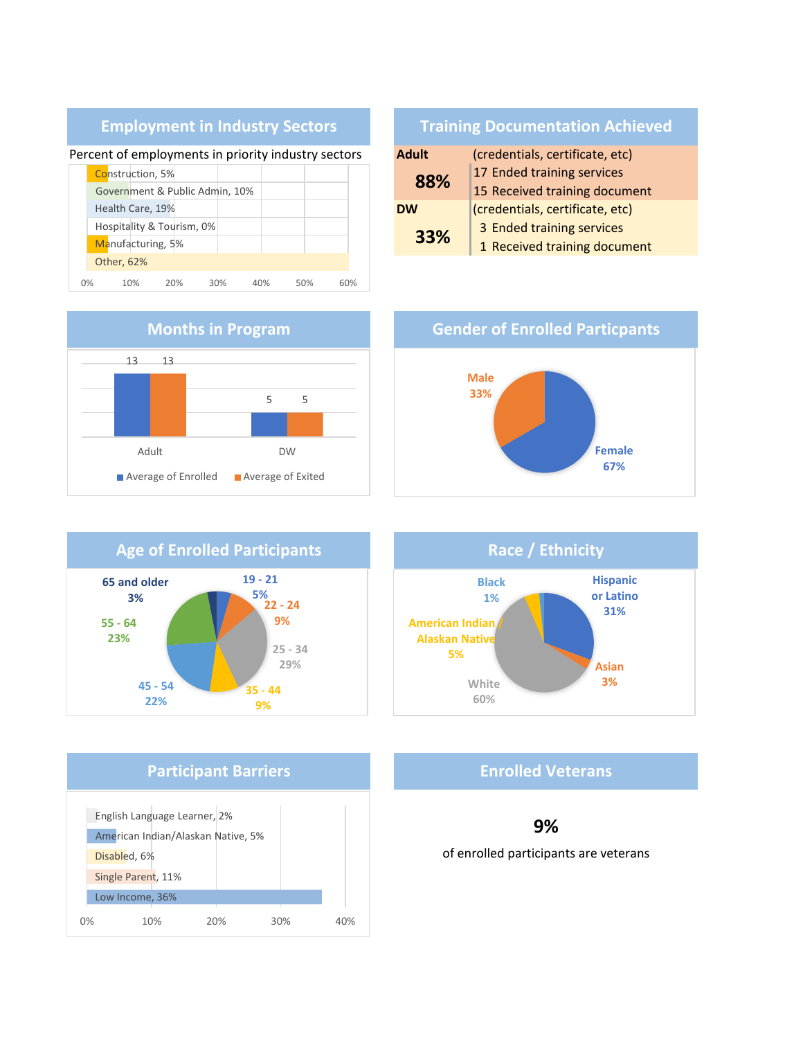## Employment in Industry Sectors

Percent of employments in priority industry sectors

Construction, 5%
Government & Public Admin, 10%
Health Care, 19%
Hospitality & Tourism, 0%
Manufacturing, 5%
Other, 62%

0% 10% 20% 30% 40% 50% 60%

## Training Documentation Achieved

| | |
|---|---|
| **Adult** | (credentials, certificate, etc) |
| **88%** | 17 Ended training services |
| | 15 Received training document |
| **DW** | (credentials, certificate, etc) |
| **33%** | 3 Ended training services |
| | 1 Received training document |

## Months in Program

13 13

5 5

Adult DW

Average of Enrolled    Average of Exited

## Gender of Enrolled Particpants

Male 33%

Female 67%

## Age of Enrolled Participants

65 and older 3%

19 - 21 5%

22 - 24 9%

25 - 34 29%

35 - 44 9%

45 - 54 22%

55 - 64 23%

## Race / Ethnicity

Black 1%

Hispanic or Latino 31%

American Indian / Alaskan Native 5%

Asian 3%

White 60%

## Participant Barriers

English Language Learner, 2%
American Indian/Alaskan Native, 5%
Disabled, 6%
Single Parent, 11%
Low Income, 36%

0% 10% 20% 30% 40%

## Enrolled Veterans

**9%**

of enrolled participants are veterans